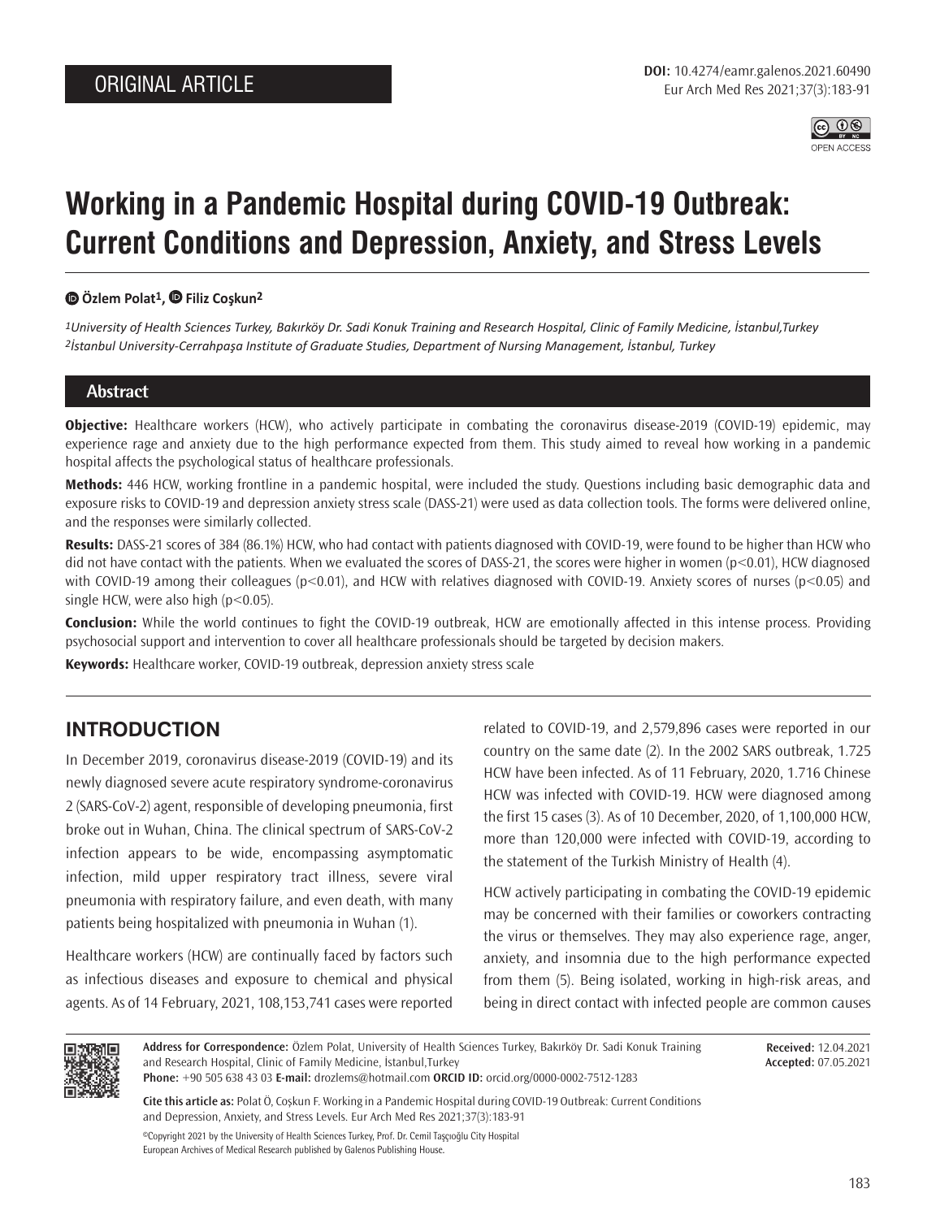ORIGINAL ARTICLE

**DOI:** 10.4274/eamr.galenos.2021.60490

# Working in a Pandemic Hospital during COVID-19 Outbreak: Current Conditions and Depression, Anxiety, and Stress Levels

**Özlem Polat[1], Filiz Coşkun[2]**

*[1]University of Health Sciences Turkey, Bakırköy Dr. Sadi Konuk Training and Research Hospital, Clinic of Family Medicine, İstanbul,Turkey*
*[2]İstanbul University-Cerrahpaşa Institute of Graduate Studies, Department of Nursing Management, İstanbul, Turkey*

## Abstract

**Objective:** Healthcare workers (HCW), who actively participate in combating the coronavirus disease-2019 (COVID-19) epidemic, may experience rage and anxiety due to the high performance expected from them. This study aimed to reveal how working in a pandemic hospital affects the psychological status of healthcare professionals.

**Methods:** 446 HCW, working frontline in a pandemic hospital, were included the study. Questions including basic demographic data and exposure risks to COVID-19 and depression anxiety stress scale (DASS-21) were used as data collection tools. The forms were delivered online, and the responses were similarly collected.

**Results:** DASS-21 scores of 384 (86.1%) HCW, who had contact with patients diagnosed with COVID-19, were found to be higher than HCW who did not have contact with the patients. When we evaluated the scores of DASS-21, the scores were higher in women ($p<0.01$), HCW diagnosed with COVID-19 among their colleagues ($p<0.01$), and HCW with relatives diagnosed with COVID-19. Anxiety scores of nurses ($p<0.05$) and single HCW, were also high ($p<0.05$).

**Conclusion:** While the world continues to fight the COVID-19 outbreak, HCW are emotionally affected in this intense process. Providing psychosocial support and intervention to cover all healthcare professionals should be targeted by decision makers.

**Keywords:** Healthcare worker, COVID-19 outbreak, depression anxiety stress scale

## INTRODUCTION

In December 2019, coronavirus disease-2019 (COVID-19) and its newly diagnosed severe acute respiratory syndrome-coronavirus 2 (SARS-CoV-2) agent, responsible of developing pneumonia, first broke out in Wuhan, China. The clinical spectrum of SARS-CoV-2 infection appears to be wide, encompassing asymptomatic infection, mild upper respiratory tract illness, severe viral pneumonia with respiratory failure, and even death, with many patients being hospitalized with pneumonia in Wuhan (1).

Healthcare workers (HCW) are continually faced by factors such as infectious diseases and exposure to chemical and physical agents. As of 14 February, 2021, 108,153,741 cases were reported related to COVID-19, and 2,579,896 cases were reported in our country on the same date (2). In the 2002 SARS outbreak, 1.725 HCW have been infected. As of 11 February, 2020, 1.716 Chinese HCW was infected with COVID-19. HCW were diagnosed among the first 15 cases (3). As of 10 December, 2020, of 1,100,000 HCW, more than 120,000 were infected with COVID-19, according to the statement of the Turkish Ministry of Health (4).

HCW actively participating in combating the COVID-19 epidemic may be concerned with their families or coworkers contracting the virus or themselves. They may also experience rage, anger, anxiety, and insomnia due to the high performance expected from them (5). Being isolated, working in high-risk areas, and being in direct contact with infected people are common causes

**Address for Correspondence:** Özlem Polat, University of Health Sciences Turkey, Bakırköy Dr. Sadi Konuk Training and Research Hospital, Clinic of Family Medicine, İstanbul,Turkey
**Phone:** +90 505 638 43 03 **E-mail:** drozlems@hotmail.com **ORCID ID:** orcid.org/0000-0002-7512-1283

**Received:** 12.04.2021
**Accepted:** 07.05.2021

**Cite this article as:** Polat Ö, Coşkun F. Working in a Pandemic Hospital during COVID-19 Outbreak: Current Conditions and Depression, Anxiety, and Stress Levels. Eur Arch Med Res 2021;37(3):183-91

©Copyright 2021 by the University of Health Sciences Turkey, Prof. Dr. Cemil Taşçıoğlu City Hospital
European Archives of Medical Research published by Galenos Publishing House.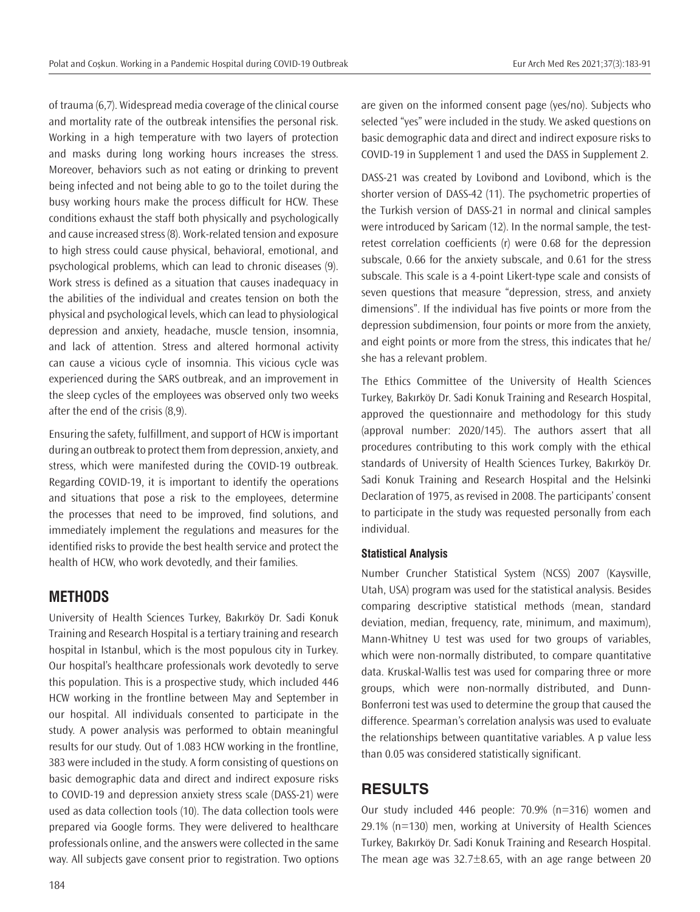of trauma (6,7). Widespread media coverage of the clinical course and mortality rate of the outbreak intensifies the personal risk. Working in a high temperature with two layers of protection and masks during long working hours increases the stress. Moreover, behaviors such as not eating or drinking to prevent being infected and not being able to go to the toilet during the busy working hours make the process difficult for HCW. These conditions exhaust the staff both physically and psychologically and cause increased stress (8). Work-related tension and exposure to high stress could cause physical, behavioral, emotional, and psychological problems, which can lead to chronic diseases (9). Work stress is defined as a situation that causes inadequacy in the abilities of the individual and creates tension on both the physical and psychological levels, which can lead to physiological depression and anxiety, headache, muscle tension, insomnia, and lack of attention. Stress and altered hormonal activity can cause a vicious cycle of insomnia. This vicious cycle was experienced during the SARS outbreak, and an improvement in the sleep cycles of the employees was observed only two weeks after the end of the crisis (8,9).

Ensuring the safety, fulfillment, and support of HCW is important during an outbreak to protect them from depression, anxiety, and stress, which were manifested during the COVID-19 outbreak. Regarding COVID-19, it is important to identify the operations and situations that pose a risk to the employees, determine the processes that need to be improved, find solutions, and immediately implement the regulations and measures for the identified risks to provide the best health service and protect the health of HCW, who work devotedly, and their families.

## METHODS

University of Health Sciences Turkey, Bakırköy Dr. Sadi Konuk Training and Research Hospital is a tertiary training and research hospital in Istanbul, which is the most populous city in Turkey. Our hospital's healthcare professionals work devotedly to serve this population. This is a prospective study, which included 446 HCW working in the frontline between May and September in our hospital. All individuals consented to participate in the study. A power analysis was performed to obtain meaningful results for our study. Out of 1.083 HCW working in the frontline, 383 were included in the study. A form consisting of questions on basic demographic data and direct and indirect exposure risks to COVID-19 and depression anxiety stress scale (DASS-21) were used as data collection tools (10). The data collection tools were prepared via Google forms. They were delivered to healthcare professionals online, and the answers were collected in the same way. All subjects gave consent prior to registration. Two options are given on the informed consent page (yes/no). Subjects who selected "yes" were included in the study. We asked questions on basic demographic data and direct and indirect exposure risks to COVID-19 in Supplement 1 and used the DASS in Supplement 2.

DASS-21 was created by Lovibond and Lovibond, which is the shorter version of DASS-42 (11). The psychometric properties of the Turkish version of DASS-21 in normal and clinical samples were introduced by Saricam (12). In the normal sample, the test-retest correlation coefficients (r) were 0.68 for the depression subscale, 0.66 for the anxiety subscale, and 0.61 for the stress subscale. This scale is a 4-point Likert-type scale and consists of seven questions that measure "depression, stress, and anxiety dimensions". If the individual has five points or more from the depression subdimension, four points or more from the anxiety, and eight points or more from the stress, this indicates that he/she has a relevant problem.

The Ethics Committee of the University of Health Sciences Turkey, Bakırköy Dr. Sadi Konuk Training and Research Hospital, approved the questionnaire and methodology for this study (approval number: 2020/145). The authors assert that all procedures contributing to this work comply with the ethical standards of University of Health Sciences Turkey, Bakırköy Dr. Sadi Konuk Training and Research Hospital and the Helsinki Declaration of 1975, as revised in 2008. The participants' consent to participate in the study was requested personally from each individual.

### Statistical Analysis

Number Cruncher Statistical System (NCSS) 2007 (Kaysville, Utah, USA) program was used for the statistical analysis. Besides comparing descriptive statistical methods (mean, standard deviation, median, frequency, rate, minimum, and maximum), Mann-Whitney U test was used for two groups of variables, which were non-normally distributed, to compare quantitative data. Kruskal-Wallis test was used for comparing three or more groups, which were non-normally distributed, and Dunn-Bonferroni test was used to determine the group that caused the difference. Spearman's correlation analysis was used to evaluate the relationships between quantitative variables. A p value less than 0.05 was considered statistically significant.

## RESULTS

Our study included 446 people: 70.9% (n=316) women and 29.1% (n=130) men, working at University of Health Sciences Turkey, Bakırköy Dr. Sadi Konuk Training and Research Hospital. The mean age was 32.7±8.65, with an age range between 20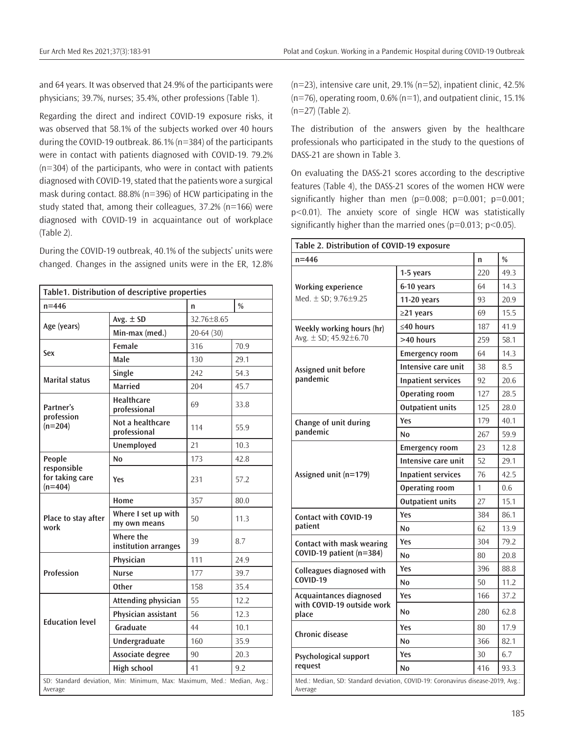and 64 years. It was observed that 24.9% of the participants were physicians; 39.7%, nurses; 35.4%, other professions (Table 1).

Regarding the direct and indirect COVID-19 exposure risks, it was observed that 58.1% of the subjects worked over 40 hours during the COVID-19 outbreak. 86.1% (n=384) of the participants were in contact with patients diagnosed with COVID-19. 79.2% (n=304) of the participants, who were in contact with patients diagnosed with COVID-19, stated that the patients wore a surgical mask during contact. 88.8% (n=396) of HCW participating in the study stated that, among their colleagues, 37.2% (n=166) were diagnosed with COVID-19 in acquaintance out of workplace (Table 2).

During the COVID-19 outbreak, 40.1% of the subjects' units were changed. Changes in the assigned units were in the ER, 12.8% (n=23), intensive care unit, 29.1% (n=52), inpatient clinic, 42.5% (n=76), operating room, 0.6% (n=1), and outpatient clinic, 15.1% (n=27) (Table 2).

**Table1. Distribution of descriptive properties**

| n=446 | | n | % |
|---|---|---|---|
| Age (years) | Avg. ± SD | 32.76±8.65 | |
| | Min-max (med.) | 20-64 (30) | |
| Sex | Female | 316 | 70.9 |
| | Male | 130 | 29.1 |
| Marital status | Single | 242 | 54.3 |
| | Married | 204 | 45.7 |
| Partner's profession (n=204) | Healthcare professional | 69 | 33.8 |
| | Not a healthcare professional | 114 | 55.9 |
| | Unemployed | 21 | 10.3 |
| People responsible for taking care (n=404) | No | 173 | 42.8 |
| | Yes | 231 | 57.2 |
| Place to stay after work | Home | 357 | 80.0 |
| | Where I set up with my own means | 50 | 11.3 |
| | Where the institution arranges | 39 | 8.7 |
| Profession | Physician | 111 | 24.9 |
| | Nurse | 177 | 39.7 |
| | Other | 158 | 35.4 |
| Education level | Attending physician | 55 | 12.2 |
| | Physician assistant | 56 | 12.3 |
| | Graduate | 44 | 10.1 |
| | Undergraduate | 160 | 35.9 |
| | Associate degree | 90 | 20.3 |
| | High school | 41 | 9.2 |

SD: Standard deviation, Min: Minimum, Max: Maximum, Med.: Median, Avg.: Average

The distribution of the answers given by the healthcare professionals who participated in the study to the questions of DASS-21 are shown in Table 3.

On evaluating the DASS-21 scores according to the descriptive features (Table 4), the DASS-21 scores of the women HCW were significantly higher than men (p=0.008; p=0.001; p=0.001; p<0.01). The anxiety score of single HCW was statistically significantly higher than the married ones (p=0.013; p<0.05).

**Table 2. Distribution of COVID-19 exposure**

| n=446 | | n | % |
|---|---|---|---|
| Working experience Med. ± SD; 9.76±9.25 | 1-5 years | 220 | 49.3 |
| | 6-10 years | 64 | 14.3 |
| | 11-20 years | 93 | 20.9 |
| | ≥21 years | 69 | 15.5 |
| Weekly working hours (hr) Avg. ± SD; 45.92±6.70 | ≤40 hours | 187 | 41.9 |
| | >40 hours | 259 | 58.1 |
| Assigned unit before pandemic | Emergency room | 64 | 14.3 |
| | Intensive care unit | 38 | 8.5 |
| | Inpatient services | 92 | 20.6 |
| | Operating room | 127 | 28.5 |
| | Outpatient units | 125 | 28.0 |
| Change of unit during pandemic | Yes | 179 | 40.1 |
| | No | 267 | 59.9 |
| Assigned unit (n=179) | Emergency room | 23 | 12.8 |
| | Intensive care unit | 52 | 29.1 |
| | Inpatient services | 76 | 42.5 |
| | Operating room | 1 | 0.6 |
| | Outpatient units | 27 | 15.1 |
| Contact with COVID-19 patient | Yes | 384 | 86.1 |
| | No | 62 | 13.9 |
| Contact with mask wearing COVID-19 patient (n=384) | Yes | 304 | 79.2 |
| | No | 80 | 20.8 |
| Colleagues diagnosed with COVID-19 | Yes | 396 | 88.8 |
| | No | 50 | 11.2 |
| Acquaintances diagnosed with COVID-19 outside work place | Yes | 166 | 37.2 |
| | No | 280 | 62.8 |
| Chronic disease | Yes | 80 | 17.9 |
| | No | 366 | 82.1 |
| Psychological support request | Yes | 30 | 6.7 |
| | No | 416 | 93.3 |

Med.: Median, SD: Standard deviation, COVID-19: Coronavirus disease-2019, Avg.: Average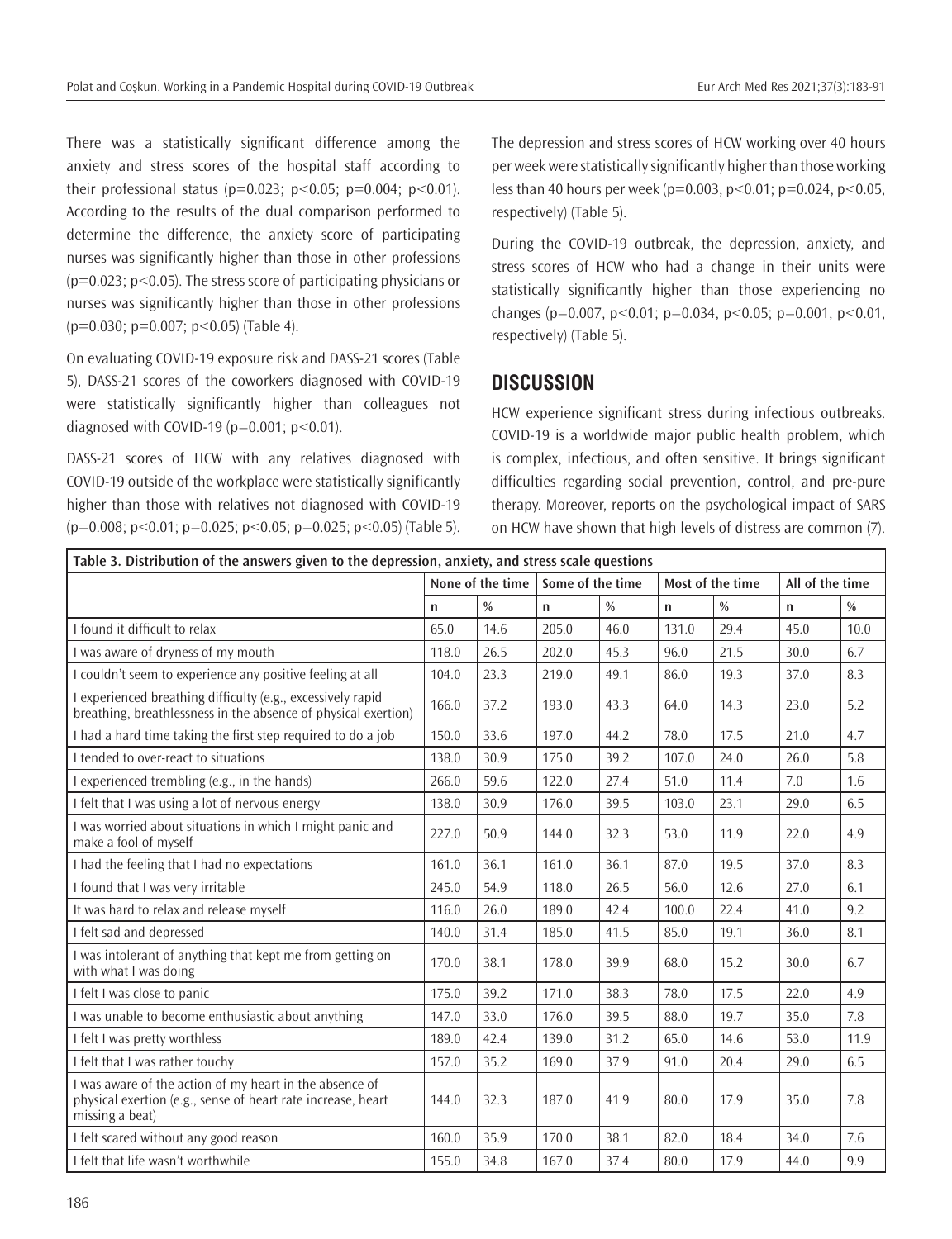There was a statistically significant difference among the anxiety and stress scores of the hospital staff according to their professional status ($p=0.023$; $p<0.05$; $p=0.004$; $p<0.01$). According to the results of the dual comparison performed to determine the difference, the anxiety score of participating nurses was significantly higher than those in other professions ($p=0.023$; $p<0.05$). The stress score of participating physicians or nurses was significantly higher than those in other professions ($p=0.030$; $p=0.007$; $p<0.05$) (Table 4).

On evaluating COVID-19 exposure risk and DASS-21 scores (Table 5), DASS-21 scores of the coworkers diagnosed with COVID-19 were statistically significantly higher than colleagues not diagnosed with COVID-19 ($p=0.001$; $p<0.01$).

DASS-21 scores of HCW with any relatives diagnosed with COVID-19 outside of the workplace were statistically significantly higher than those with relatives not diagnosed with COVID-19 ($p=0.008$; $p<0.01$; $p=0.025$; $p<0.05$; $p=0.025$; $p<0.05$) (Table 5).

The depression and stress scores of HCW working over 40 hours per week were statistically significantly higher than those working less than 40 hours per week ($p=0.003$, $p<0.01$; $p=0.024$, $p<0.05$, respectively) (Table 5).

During the COVID-19 outbreak, the depression, anxiety, and stress scores of HCW who had a change in their units were statistically significantly higher than those experiencing no changes ($p=0.007$, $p<0.01$; $p=0.034$, $p<0.05$; $p=0.001$, $p<0.01$, respectively) (Table 5).

## DISCUSSION

HCW experience significant stress during infectious outbreaks. COVID-19 is a worldwide major public health problem, which is complex, infectious, and often sensitive. It brings significant difficulties regarding social prevention, control, and pre-pure therapy. Moreover, reports on the psychological impact of SARS on HCW have shown that high levels of distress are common (7).

**Table 3. Distribution of the answers given to the depression, anxiety, and stress scale questions**

| | None of the time | | Some of the time | | Most of the time | | All of the time | |
|---|---|---|---|---|---|---|---|---|
| | n | % | n | % | n | % | n | % |
| I found it difficult to relax | 65.0 | 14.6 | 205.0 | 46.0 | 131.0 | 29.4 | 45.0 | 10.0 |
| I was aware of dryness of my mouth | 118.0 | 26.5 | 202.0 | 45.3 | 96.0 | 21.5 | 30.0 | 6.7 |
| I couldn't seem to experience any positive feeling at all | 104.0 | 23.3 | 219.0 | 49.1 | 86.0 | 19.3 | 37.0 | 8.3 |
| I experienced breathing difficulty (e.g., excessively rapid breathing, breathlessness in the absence of physical exertion) | 166.0 | 37.2 | 193.0 | 43.3 | 64.0 | 14.3 | 23.0 | 5.2 |
| I had a hard time taking the first step required to do a job | 150.0 | 33.6 | 197.0 | 44.2 | 78.0 | 17.5 | 21.0 | 4.7 |
| I tended to over-react to situations | 138.0 | 30.9 | 175.0 | 39.2 | 107.0 | 24.0 | 26.0 | 5.8 |
| I experienced trembling (e.g., in the hands) | 266.0 | 59.6 | 122.0 | 27.4 | 51.0 | 11.4 | 7.0 | 1.6 |
| I felt that I was using a lot of nervous energy | 138.0 | 30.9 | 176.0 | 39.5 | 103.0 | 23.1 | 29.0 | 6.5 |
| I was worried about situations in which I might panic and make a fool of myself | 227.0 | 50.9 | 144.0 | 32.3 | 53.0 | 11.9 | 22.0 | 4.9 |
| I had the feeling that I had no expectations | 161.0 | 36.1 | 161.0 | 36.1 | 87.0 | 19.5 | 37.0 | 8.3 |
| I found that I was very irritable | 245.0 | 54.9 | 118.0 | 26.5 | 56.0 | 12.6 | 27.0 | 6.1 |
| It was hard to relax and release myself | 116.0 | 26.0 | 189.0 | 42.4 | 100.0 | 22.4 | 41.0 | 9.2 |
| I felt sad and depressed | 140.0 | 31.4 | 185.0 | 41.5 | 85.0 | 19.1 | 36.0 | 8.1 |
| I was intolerant of anything that kept me from getting on with what I was doing | 170.0 | 38.1 | 178.0 | 39.9 | 68.0 | 15.2 | 30.0 | 6.7 |
| I felt I was close to panic | 175.0 | 39.2 | 171.0 | 38.3 | 78.0 | 17.5 | 22.0 | 4.9 |
| I was unable to become enthusiastic about anything | 147.0 | 33.0 | 176.0 | 39.5 | 88.0 | 19.7 | 35.0 | 7.8 |
| I felt I was pretty worthless | 189.0 | 42.4 | 139.0 | 31.2 | 65.0 | 14.6 | 53.0 | 11.9 |
| I felt that I was rather touchy | 157.0 | 35.2 | 169.0 | 37.9 | 91.0 | 20.4 | 29.0 | 6.5 |
| I was aware of the action of my heart in the absence of physical exertion (e.g., sense of heart rate increase, heart missing a beat) | 144.0 | 32.3 | 187.0 | 41.9 | 80.0 | 17.9 | 35.0 | 7.8 |
| I felt scared without any good reason | 160.0 | 35.9 | 170.0 | 38.1 | 82.0 | 18.4 | 34.0 | 7.6 |
| I felt that life wasn't worthwhile | 155.0 | 34.8 | 167.0 | 37.4 | 80.0 | 17.9 | 44.0 | 9.9 |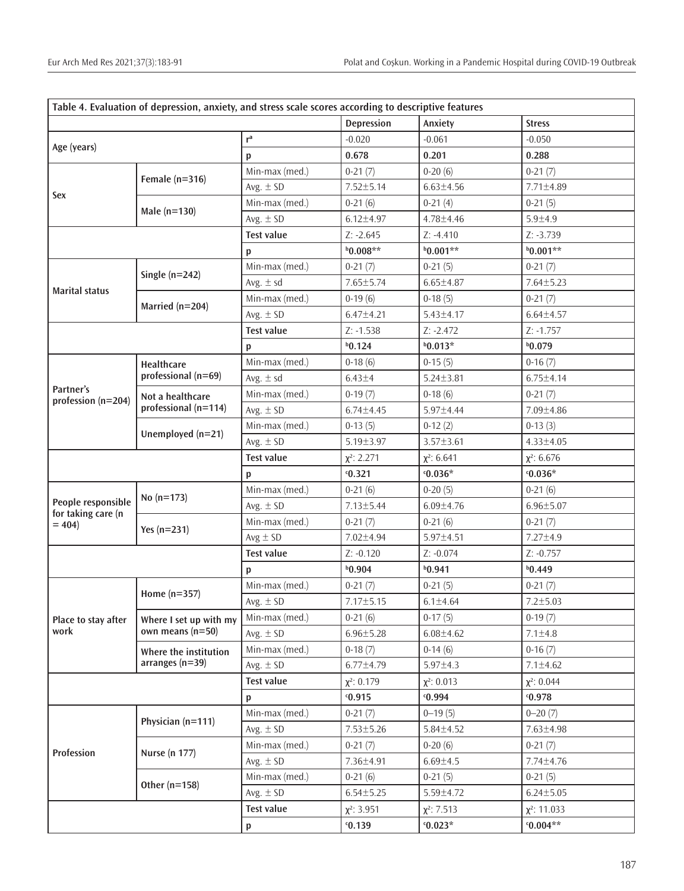**Table 4. Evaluation of depression, anxiety, and stress scale scores according to descriptive features**

| | | | Depression | Anxiety | Stress |
|---|---|---|---|---|---|
| Age (years) | | r[a] | -0.020 | -0.061 | -0.050 |
| | | p | **0.678** | **0.201** | **0.288** |
| Sex | Female (n=316) | Min-max (med.) | 0-21 (7) | 0-20 (6) | 0-21 (7) |
| | | Avg. ± SD | 7.52±5.14 | 6.63±4.56 | 7.71±4.89 |
| | Male (n=130) | Min-max (med.) | 0-21 (6) | 0-21 (4) | 0-21 (5) |
| | | Avg. ± SD | 6.12±4.97 | 4.78±4.46 | 5.9±4.9 |
| | | **Test value** | Z: -2.645 | Z: -4.410 | Z: -3.739 |
| | | p | **[b]0.008**** | **[b]0.001**** | **[b]0.001**** |
| Marital status | Single (n=242) | Min-max (med.) | 0-21 (7) | 0-21 (5) | 0-21 (7) |
| | | Avg. ± sd | 7.65±5.74 | 6.65±4.87 | 7.64±5.23 |
| | Married (n=204) | Min-max (med.) | 0-19 (6) | 0-18 (5) | 0-21 (7) |
| | | Avg. ± SD | 6.47±4.21 | 5.43±4.17 | 6.64±4.57 |
| | | **Test value** | Z: -1.538 | Z: -2.472 | Z: -1.757 |
| | | p | **[b]0.124** | **[b]0.013*** | **[b]0.079** |
| Partner's profession (n=204) | Healthcare professional (n=69) | Min-max (med.) | 0-18 (6) | 0-15 (5) | 0-16 (7) |
| | | Avg. ± sd | 6.43±4 | 5.24±3.81 | 6.75±4.14 |
| | Not a healthcare professional (n=114) | Min-max (med.) | 0-19 (7) | 0-18 (6) | 0-21 (7) |
| | | Avg. ± SD | 6.74±4.45 | 5.97±4.44 | 7.09±4.86 |
| | Unemployed (n=21) | Min-max (med.) | 0-13 (5) | 0-12 (2) | 0-13 (3) |
| | | Avg. ± SD | 5.19±3.97 | 3.57±3.61 | 4.33±4.05 |
| | | **Test value** | $\chi^2$: 2.271 | $\chi^2$: 6.641 | $\chi^2$: 6.676 |
| | | p | **[c]0.321** | **[c]0.036*** | **[c]0.036*** |
| People responsible for taking care (n = 404) | No (n=173) | Min-max (med.) | 0-21 (6) | 0-20 (5) | 0-21 (6) |
| | | Avg. ± SD | 7.13±5.44 | 6.09±4.76 | 6.96±5.07 |
| | Yes (n=231) | Min-max (med.) | 0-21 (7) | 0-21 (6) | 0-21 (7) |
| | | Avg ± SD | 7.02±4.94 | 5.97±4.51 | 7.27±4.9 |
| | | **Test value** | Z: -0.120 | Z: -0.074 | Z: -0.757 |
| | | p | **[b]0.904** | **[b]0.941** | **[b]0.449** |
| Place to stay after work | Home (n=357) | Min-max (med.) | 0-21 (7) | 0-21 (5) | 0-21 (7) |
| | | Avg. ± SD | 7.17±5.15 | 6.1±4.64 | 7.2±5.03 |
| | Where I set up with my own means (n=50) | Min-max (med.) | 0-21 (6) | 0-17 (5) | 0-19 (7) |
| | | Avg. ± SD | 6.96±5.28 | 6.08±4.62 | 7.1±4.8 |
| | Where the institution arranges (n=39) | Min-max (med.) | 0-18 (7) | 0-14 (6) | 0-16 (7) |
| | | Avg. ± SD | 6.77±4.79 | 5.97±4.3 | 7.1±4.62 |
| | | **Test value** | $\chi^2$: 0.179 | $\chi^2$: 0.013 | $\chi^2$: 0.044 |
| | | p | **[c]0.915** | **[c]0.994** | **[c]0.978** |
| Profession | Physician (n=111) | Min-max (med.) | 0-21 (7) | 0–19 (5) | 0–20 (7) |
| | | Avg. ± SD | 7.53±5.26 | 5.84±4.52 | 7.63±4.98 |
| | Nurse (n 177) | Min-max (med.) | 0-21 (7) | 0-20 (6) | 0-21 (7) |
| | | Avg. ± SD | 7.36±4.91 | 6.69±4.5 | 7.74±4.76 |
| | Other (n=158) | Min-max (med.) | 0-21 (6) | 0-21 (5) | 0-21 (5) |
| | | Avg. ± SD | 6.54±5.25 | 5.59±4.72 | 6.24±5.05 |
| | | **Test value** | $\chi^2$: 3.951 | $\chi^2$: 7.513 | $\chi^2$: 11.033 |
| | | p | **[c]0.139** | **[c]0.023*** | **[c]0.004**** |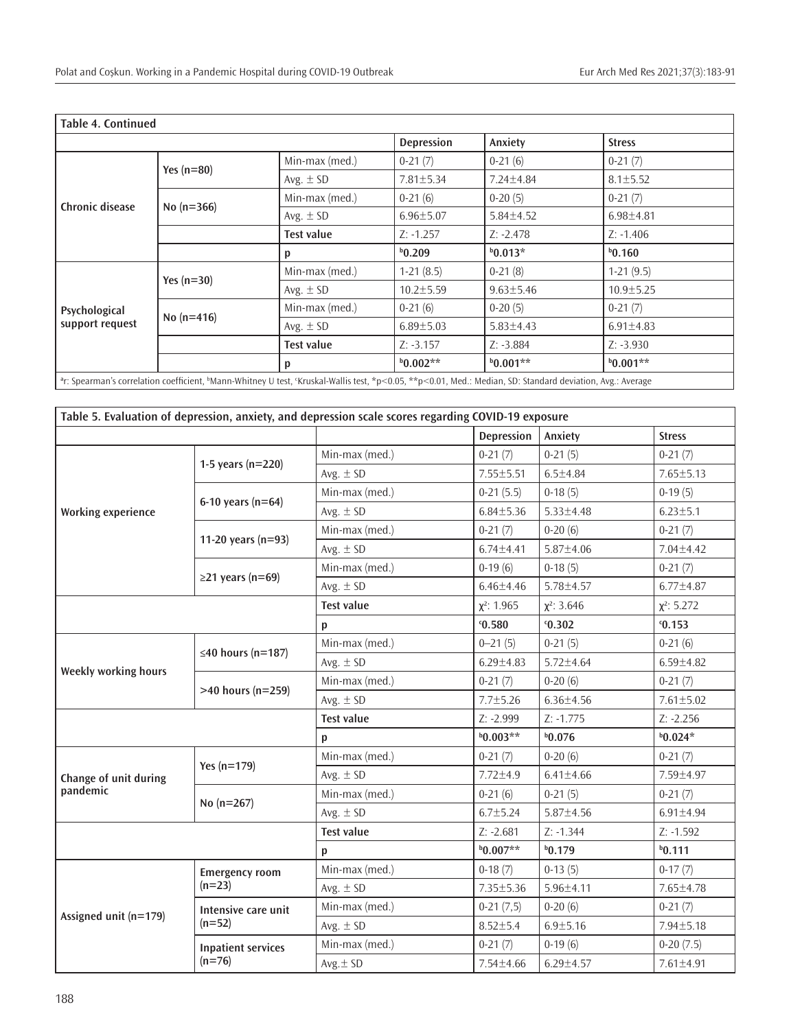**Table 4. Continued**

| | | | Depression | Anxiety | Stress |
|---|---|---|---|---|---|
| Chronic disease | Yes (n=80) | Min-max (med.) | 0-21 (7) | 0-21 (6) | 0-21 (7) |
| | | Avg. ± SD | 7.81±5.34 | 7.24±4.84 | 8.1±5.52 |
| | No (n=366) | Min-max (med.) | 0-21 (6) | 0-20 (5) | 0-21 (7) |
| | | Avg. ± SD | 6.96±5.07 | 5.84±4.52 | 6.98±4.81 |
| | | **Test value** | Z: -1.257 | Z: -2.478 | Z: -1.406 |
| | | p | [b]**0.209** | [b]**0.013*** | [b]**0.160** |
| Psychological support request | Yes (n=30) | Min-max (med.) | 1-21 (8.5) | 0-21 (8) | 1-21 (9.5) |
| | | Avg. ± SD | 10.2±5.59 | 9.63±5.46 | 10.9±5.25 |
| | No (n=416) | Min-max (med.) | 0-21 (6) | 0-20 (5) | 0-21 (7) |
| | | Avg. ± SD | 6.89±5.03 | 5.83±4.43 | 6.91±4.83 |
| | | **Test value** | Z: -3.157 | Z: -3.884 | Z: -3.930 |
| | | p | [b]**0.002**** | [b]**0.001**** | [b]**0.001**** |

[a]r: Spearman's correlation coefficient, [b]Mann-Whitney U test, [c]Kruskal-Wallis test, *$p<0.05$, **$p<0.01$, Med.: Median, SD: Standard deviation, Avg.: Average

**Table 5. Evaluation of depression, anxiety, and depression scale scores regarding COVID-19 exposure**

| | | | Depression | Anxiety | Stress |
|---|---|---|---|---|---|
| Working experience | 1-5 years (n=220) | Min-max (med.) | 0-21 (7) | 0-21 (5) | 0-21 (7) |
| | | Avg. ± SD | 7.55±5.51 | 6.5±4.84 | 7.65±5.13 |
| | 6-10 years (n=64) | Min-max (med.) | 0-21 (5.5) | 0-18 (5) | 0-19 (5) |
| | | Avg. ± SD | 6.84±5.36 | 5.33±4.48 | 6.23±5.1 |
| | 11-20 years (n=93) | Min-max (med.) | 0-21 (7) | 0-20 (6) | 0-21 (7) |
| | | Avg. ± SD | 6.74±4.41 | 5.87±4.06 | 7.04±4.42 |
| | ≥21 years (n=69) | Min-max (med.) | 0-19 (6) | 0-18 (5) | 0-21 (7) |
| | | Avg. ± SD | 6.46±4.46 | 5.78±4.57 | 6.77±4.87 |
| | | **Test value** | $\chi^2$: 1.965 | $\chi^2$: 3.646 | $\chi^2$: 5.272 |
| | | p | [c]**0.580** | [c]**0.302** | [c]**0.153** |
| Weekly working hours | ≤40 hours (n=187) | Min-max (med.) | 0–21 (5) | 0-21 (5) | 0-21 (6) |
| | | Avg. ± SD | 6.29±4.83 | 5.72±4.64 | 6.59±4.82 |
| | >40 hours (n=259) | Min-max (med.) | 0-21 (7) | 0-20 (6) | 0-21 (7) |
| | | Avg. ± SD | 7.7±5.26 | 6.36±4.56 | 7.61±5.02 |
| | | **Test value** | Z: -2.999 | Z: -1.775 | Z: -2.256 |
| | | p | [b]**0.003**** | [b]**0.076** | [b]**0.024*** |
| Change of unit during pandemic | Yes (n=179) | Min-max (med.) | 0-21 (7) | 0-20 (6) | 0-21 (7) |
| | | Avg. ± SD | 7.72±4.9 | 6.41±4.66 | 7.59±4.97 |
| | No (n=267) | Min-max (med.) | 0-21 (6) | 0-21 (5) | 0-21 (7) |
| | | Avg. ± SD | 6.7±5.24 | 5.87±4.56 | 6.91±4.94 |
| | | **Test value** | Z: -2.681 | Z: -1.344 | Z: -1.592 |
| | | p | [b]**0.007**** | [b]**0.179** | [b]**0.111** |
| Assigned unit (n=179) | Emergency room (n=23) | Min-max (med.) | 0-18 (7) | 0-13 (5) | 0-17 (7) |
| | | Avg. ± SD | 7.35±5.36 | 5.96±4.11 | 7.65±4.78 |
| | Intensive care unit (n=52) | Min-max (med.) | 0-21 (7,5) | 0-20 (6) | 0-21 (7) |
| | | Avg. ± SD | 8.52±5.4 | 6.9±5.16 | 7.94±5.18 |
| | Inpatient services (n=76) | Min-max (med.) | 0-21 (7) | 0-19 (6) | 0-20 (7.5) |
| | | Avg.± SD | 7.54±4.66 | 6.29±4.57 | 7.61±4.91 |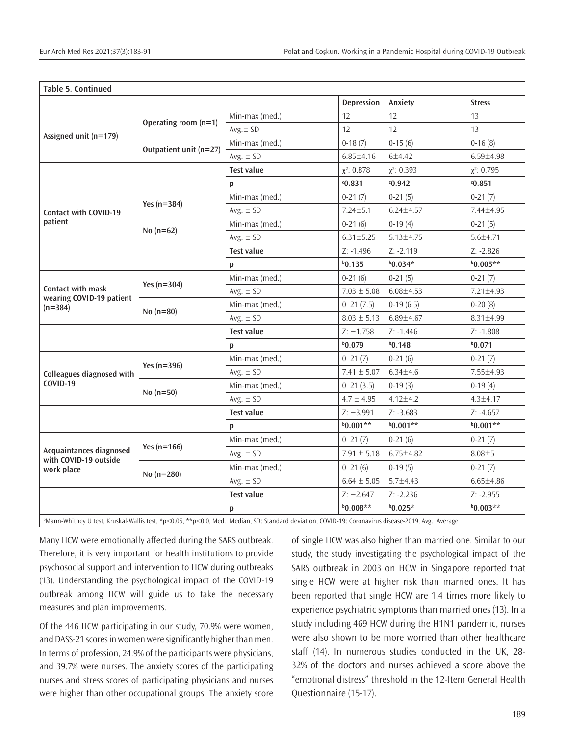**Table 5. Continued**

| | | | Depression | Anxiety | Stress |
|---|---|---|---|---|---|
| Assigned unit (n=179) | Operating room (n=1) | Min-max (med.) | 12 | 12 | 13 |
| | | Avg.± SD | 12 | 12 | 13 |
| | Outpatient unit (n=27) | Min-max (med.) | 0-18 (7) | 0-15 (6) | 0-16 (8) |
| | | Avg. ± SD | 6.85±4.16 | 6±4.42 | 6.59±4.98 |
| | | **Test value** | $\chi^2$: 0.878 | $\chi^2$: 0.393 | $\chi^2$: 0.795 |
| | | **p** | **[c]0.831** | **[c]0.942** | **[c]0.851** |
| Contact with COVID-19 patient | Yes (n=384) | Min-max (med.) | 0-21 (7) | 0-21 (5) | 0-21 (7) |
| | | Avg. ± SD | 7.24±5.1 | 6.24±4.57 | 7.44±4.95 |
| | No (n=62) | Min-max (med.) | 0-21 (6) | 0-19 (4) | 0-21 (5) |
| | | Avg. ± SD | 6.31±5.25 | 5.13±4.75 | 5.6±4.71 |
| | | **Test value** | Z: -1.496 | Z: -2.119 | Z: -2.826 |
| | | **p** | **[b]0.135** | **[b]0.034*** | **[b]0.005**** |
| Contact with mask wearing COVID-19 patient (n=384) | Yes (n=304) | Min-max (med.) | 0-21 (6) | 0-21 (5) | 0-21 (7) |
| | | Avg. ± SD | 7.03 ± 5.08 | 6.08±4.53 | 7.21±4.93 |
| | No (n=80) | Min-max (med.) | 0–21 (7.5) | 0-19 (6.5) | 0-20 (8) |
| | | Avg. ± SD | 8.03 ± 5.13 | 6.89±4.67 | 8.31±4.99 |
| | | **Test value** | Z: −1.758 | Z: -1.446 | Z: -1.808 |
| | | **p** | **[b]0.079** | **[b]0.148** | **[b]0.071** |
| Colleagues diagnosed with COVID-19 | Yes (n=396) | Min-max (med.) | 0–21 (7) | 0-21 (6) | 0-21 (7) |
| | | Avg. ± SD | 7.41 ± 5.07 | 6.34±4.6 | 7.55±4.93 |
| | No (n=50) | Min-max (med.) | 0–21 (3.5) | 0-19 (3) | 0-19 (4) |
| | | Avg. ± SD | 4.7 ± 4.95 | 4.12±4.2 | 4.3±4.17 |
| | | **Test value** | Z: −3.991 | Z: -3.683 | Z: -4.657 |
| | | **p** | **[b]0.001**** | **[b]0.001**** | **[b]0.001**** |
| Acquaintances diagnosed with COVID-19 outside work place | Yes (n=166) | Min-max (med.) | 0–21 (7) | 0-21 (6) | 0-21 (7) |
| | | Avg. ± SD | 7.91 ± 5.18 | 6.75±4.82 | 8.08±5 |
| | No (n=280) | Min-max (med.) | 0–21 (6) | 0-19 (5) | 0-21 (7) |
| | | Avg. ± SD | 6.64 ± 5.05 | 5.7±4.43 | 6.65±4.86 |
| | | **Test value** | Z: −2.647 | Z: -2.236 | Z: -2.955 |
| | | **p** | **[b]0.008**** | **[b]0.025*** | **[b]0.003**** |

[b]Mann-Whitney U test, Kruskal-Wallis test, *p<0.05, **p<0.0, Med.: Median, SD: Standard deviation, COVID-19: Coronavirus disease-2019, Avg.: Average

Many HCW were emotionally affected during the SARS outbreak. Therefore, it is very important for health institutions to provide psychosocial support and intervention to HCW during outbreaks (13). Understanding the psychological impact of the COVID-19 outbreak among HCW will guide us to take the necessary measures and plan improvements.

Of the 446 HCW participating in our study, 70.9% were women, and DASS-21 scores in women were significantly higher than men. In terms of profession, 24.9% of the participants were physicians, and 39.7% were nurses. The anxiety scores of the participating nurses and stress scores of participating physicians and nurses were higher than other occupational groups. The anxiety score of single HCW was also higher than married one. Similar to our study, the study investigating the psychological impact of the SARS outbreak in 2003 on HCW in Singapore reported that single HCW were at higher risk than married ones. It has been reported that single HCW are 1.4 times more likely to experience psychiatric symptoms than married ones (13). In a study including 469 HCW during the H1N1 pandemic, nurses were also shown to be more worried than other healthcare staff (14). In numerous studies conducted in the UK, 28-32% of the doctors and nurses achieved a score above the "emotional distress" threshold in the 12-Item General Health Questionnaire (15-17).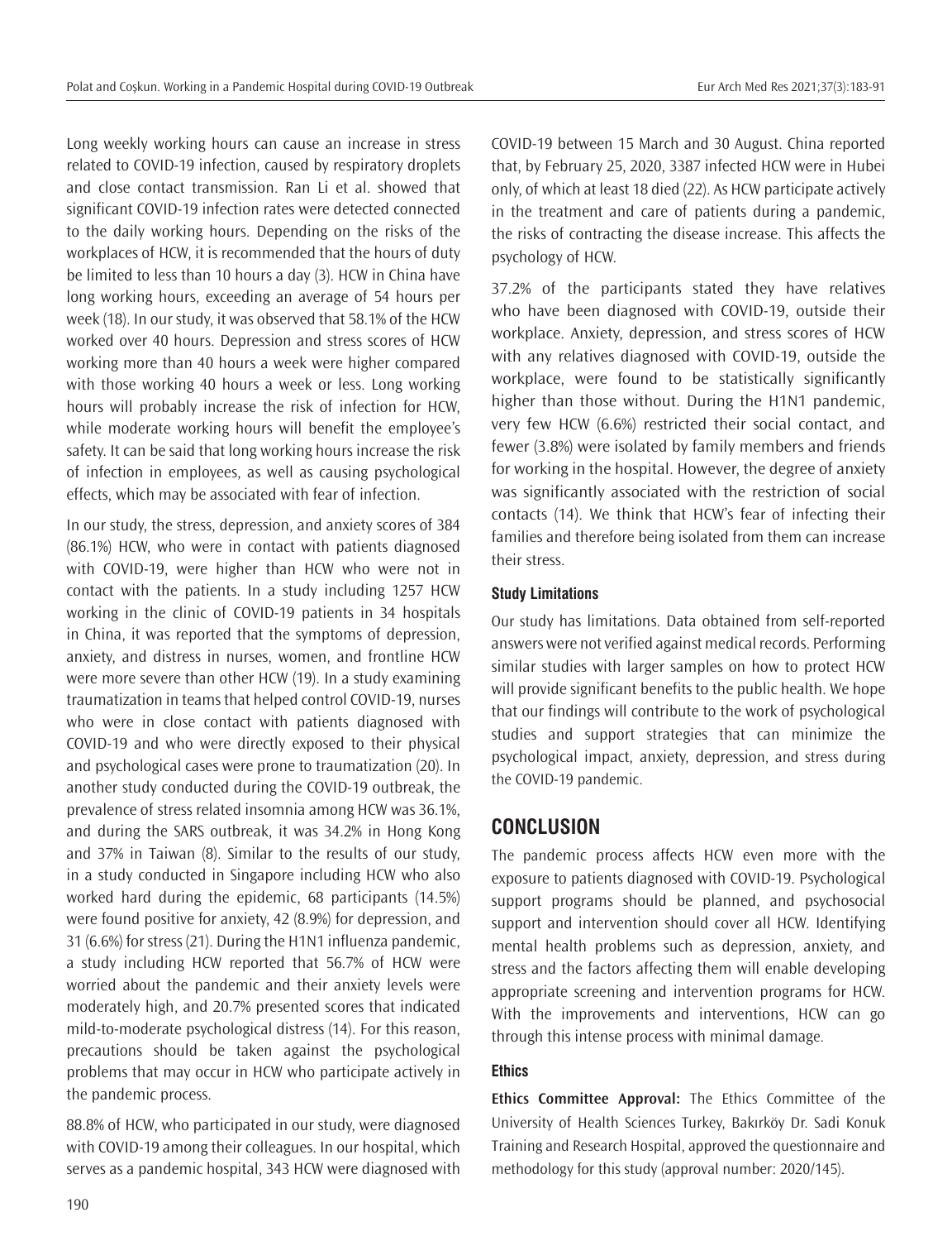Long weekly working hours can cause an increase in stress related to COVID-19 infection, caused by respiratory droplets and close contact transmission. Ran Li et al. showed that significant COVID-19 infection rates were detected connected to the daily working hours. Depending on the risks of the workplaces of HCW, it is recommended that the hours of duty be limited to less than 10 hours a day (3). HCW in China have long working hours, exceeding an average of 54 hours per week (18). In our study, it was observed that 58.1% of the HCW worked over 40 hours. Depression and stress scores of HCW working more than 40 hours a week were higher compared with those working 40 hours a week or less. Long working hours will probably increase the risk of infection for HCW, while moderate working hours will benefit the employee's safety. It can be said that long working hours increase the risk of infection in employees, as well as causing psychological effects, which may be associated with fear of infection.

In our study, the stress, depression, and anxiety scores of 384 (86.1%) HCW, who were in contact with patients diagnosed with COVID-19, were higher than HCW who were not in contact with the patients. In a study including 1257 HCW working in the clinic of COVID-19 patients in 34 hospitals in China, it was reported that the symptoms of depression, anxiety, and distress in nurses, women, and frontline HCW were more severe than other HCW (19). In a study examining traumatization in teams that helped control COVID-19, nurses who were in close contact with patients diagnosed with COVID-19 and who were directly exposed to their physical and psychological cases were prone to traumatization (20). In another study conducted during the COVID-19 outbreak, the prevalence of stress related insomnia among HCW was 36.1%, and during the SARS outbreak, it was 34.2% in Hong Kong and 37% in Taiwan (8). Similar to the results of our study, in a study conducted in Singapore including HCW who also worked hard during the epidemic, 68 participants (14.5%) were found positive for anxiety, 42 (8.9%) for depression, and 31 (6.6%) for stress (21). During the H1N1 influenza pandemic, a study including HCW reported that 56.7% of HCW were worried about the pandemic and their anxiety levels were moderately high, and 20.7% presented scores that indicated mild-to-moderate psychological distress (14). For this reason, precautions should be taken against the psychological problems that may occur in HCW who participate actively in the pandemic process.

88.8% of HCW, who participated in our study, were diagnosed with COVID-19 among their colleagues. In our hospital, which serves as a pandemic hospital, 343 HCW were diagnosed with COVID-19 between 15 March and 30 August. China reported that, by February 25, 2020, 3387 infected HCW were in Hubei only, of which at least 18 died (22). As HCW participate actively in the treatment and care of patients during a pandemic, the risks of contracting the disease increase. This affects the psychology of HCW.

37.2% of the participants stated they have relatives who have been diagnosed with COVID-19, outside their workplace. Anxiety, depression, and stress scores of HCW with any relatives diagnosed with COVID-19, outside the workplace, were found to be statistically significantly higher than those without. During the H1N1 pandemic, very few HCW (6.6%) restricted their social contact, and fewer (3.8%) were isolated by family members and friends for working in the hospital. However, the degree of anxiety was significantly associated with the restriction of social contacts (14). We think that HCW's fear of infecting their families and therefore being isolated from them can increase their stress.

### Study Limitations

Our study has limitations. Data obtained from self-reported answers were not verified against medical records. Performing similar studies with larger samples on how to protect HCW will provide significant benefits to the public health. We hope that our findings will contribute to the work of psychological studies and support strategies that can minimize the psychological impact, anxiety, depression, and stress during the COVID-19 pandemic.

## CONCLUSION

The pandemic process affects HCW even more with the exposure to patients diagnosed with COVID-19. Psychological support programs should be planned, and psychosocial support and intervention should cover all HCW. Identifying mental health problems such as depression, anxiety, and stress and the factors affecting them will enable developing appropriate screening and intervention programs for HCW. With the improvements and interventions, HCW can go through this intense process with minimal damage.

### Ethics

**Ethics Committee Approval:** The Ethics Committee of the University of Health Sciences Turkey, Bakırköy Dr. Sadi Konuk Training and Research Hospital, approved the questionnaire and methodology for this study (approval number: 2020/145).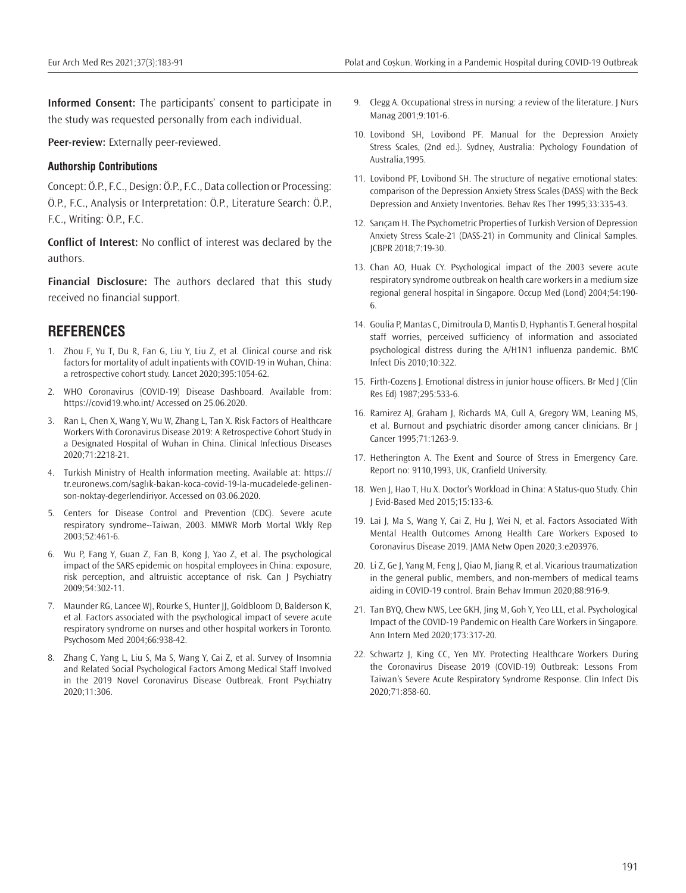**Informed Consent:** The participants' consent to participate in the study was requested personally from each individual.

**Peer-review:** Externally peer-reviewed.

### Authorship Contributions

Concept: Ö.P., F.C., Design: Ö.P., F.C., Data collection or Processing: Ö.P., F.C., Analysis or Interpretation: Ö.P., Literature Search: Ö.P., F.C., Writing: Ö.P., F.C.

**Conflict of Interest:** No conflict of interest was declared by the authors.

**Financial Disclosure:** The authors declared that this study received no financial support.

## REFERENCES

1. Zhou F, Yu T, Du R, Fan G, Liu Y, Liu Z, et al. Clinical course and risk factors for mortality of adult inpatients with COVID-19 in Wuhan, China: a retrospective cohort study. Lancet 2020;395:1054-62.
2. WHO Coronavirus (COVID-19) Disease Dashboard. Available from: https://covid19.who.int/ Accessed on 25.06.2020.
3. Ran L, Chen X, Wang Y, Wu W, Zhang L, Tan X. Risk Factors of Healthcare Workers With Coronavirus Disease 2019: A Retrospective Cohort Study in a Designated Hospital of Wuhan in China. Clinical Infectious Diseases 2020;71:2218-21.
4. Turkish Ministry of Health information meeting. Available at: https://tr.euronews.com/saglık-bakan-koca-covid-19-la-mucadelede-gelinen-son-noktay-degerlendiriyor. Accessed on 03.06.2020.
5. Centers for Disease Control and Prevention (CDC). Severe acute respiratory syndrome--Taiwan, 2003. MMWR Morb Mortal Wkly Rep 2003;52:461-6.
6. Wu P, Fang Y, Guan Z, Fan B, Kong J, Yao Z, et al. The psychological impact of the SARS epidemic on hospital employees in China: exposure, risk perception, and altruistic acceptance of risk. Can J Psychiatry 2009;54:302-11.
7. Maunder RG, Lancee WJ, Rourke S, Hunter JJ, Goldbloom D, Balderson K, et al. Factors associated with the psychological impact of severe acute respiratory syndrome on nurses and other hospital workers in Toronto. Psychosom Med 2004;66:938-42.
8. Zhang C, Yang L, Liu S, Ma S, Wang Y, Cai Z, et al. Survey of Insomnia and Related Social Psychological Factors Among Medical Staff Involved in the 2019 Novel Coronavirus Disease Outbreak. Front Psychiatry 2020;11:306.
9. Clegg A. Occupational stress in nursing: a review of the literature. J Nurs Manag 2001;9:101-6.
10. Lovibond SH, Lovibond PF. Manual for the Depression Anxiety Stress Scales, (2nd ed.). Sydney, Australia: Pychology Foundation of Australia,1995.
11. Lovibond PF, Lovibond SH. The structure of negative emotional states: comparison of the Depression Anxiety Stress Scales (DASS) with the Beck Depression and Anxiety Inventories. Behav Res Ther 1995;33:335-43.
12. Sarıçam H. The Psychometric Properties of Turkish Version of Depression Anxiety Stress Scale-21 (DASS-21) in Community and Clinical Samples. JCBPR 2018;7:19-30.
13. Chan AO, Huak CY. Psychological impact of the 2003 severe acute respiratory syndrome outbreak on health care workers in a medium size regional general hospital in Singapore. Occup Med (Lond) 2004;54:190-6.
14. Goulia P, Mantas C, Dimitroula D, Mantis D, Hyphantis T. General hospital staff worries, perceived sufficiency of information and associated psychological distress during the A/H1N1 influenza pandemic. BMC Infect Dis 2010;10:322.
15. Firth-Cozens J. Emotional distress in junior house officers. Br Med J (Clin Res Ed) 1987;295:533-6.
16. Ramirez AJ, Graham J, Richards MA, Cull A, Gregory WM, Leaning MS, et al. Burnout and psychiatric disorder among cancer clinicians. Br J Cancer 1995;71:1263-9.
17. Hetherington A. The Exent and Source of Stress in Emergency Care. Report no: 9110,1993, UK, Cranfield University.
18. Wen J, Hao T, Hu X. Doctor's Workload in China: A Status-quo Study. Chin J Evid-Based Med 2015;15:133-6.
19. Lai J, Ma S, Wang Y, Cai Z, Hu J, Wei N, et al. Factors Associated With Mental Health Outcomes Among Health Care Workers Exposed to Coronavirus Disease 2019. JAMA Netw Open 2020;3:e203976.
20. Li Z, Ge J, Yang M, Feng J, Qiao M, Jiang R, et al. Vicarious traumatization in the general public, members, and non-members of medical teams aiding in COVID-19 control. Brain Behav Immun 2020;88:916-9.
21. Tan BYQ, Chew NWS, Lee GKH, Jing M, Goh Y, Yeo LLL, et al. Psychological Impact of the COVID-19 Pandemic on Health Care Workers in Singapore. Ann Intern Med 2020;173:317-20.
22. Schwartz J, King CC, Yen MY. Protecting Healthcare Workers During the Coronavirus Disease 2019 (COVID-19) Outbreak: Lessons From Taiwan's Severe Acute Respiratory Syndrome Response. Clin Infect Dis 2020;71:858-60.